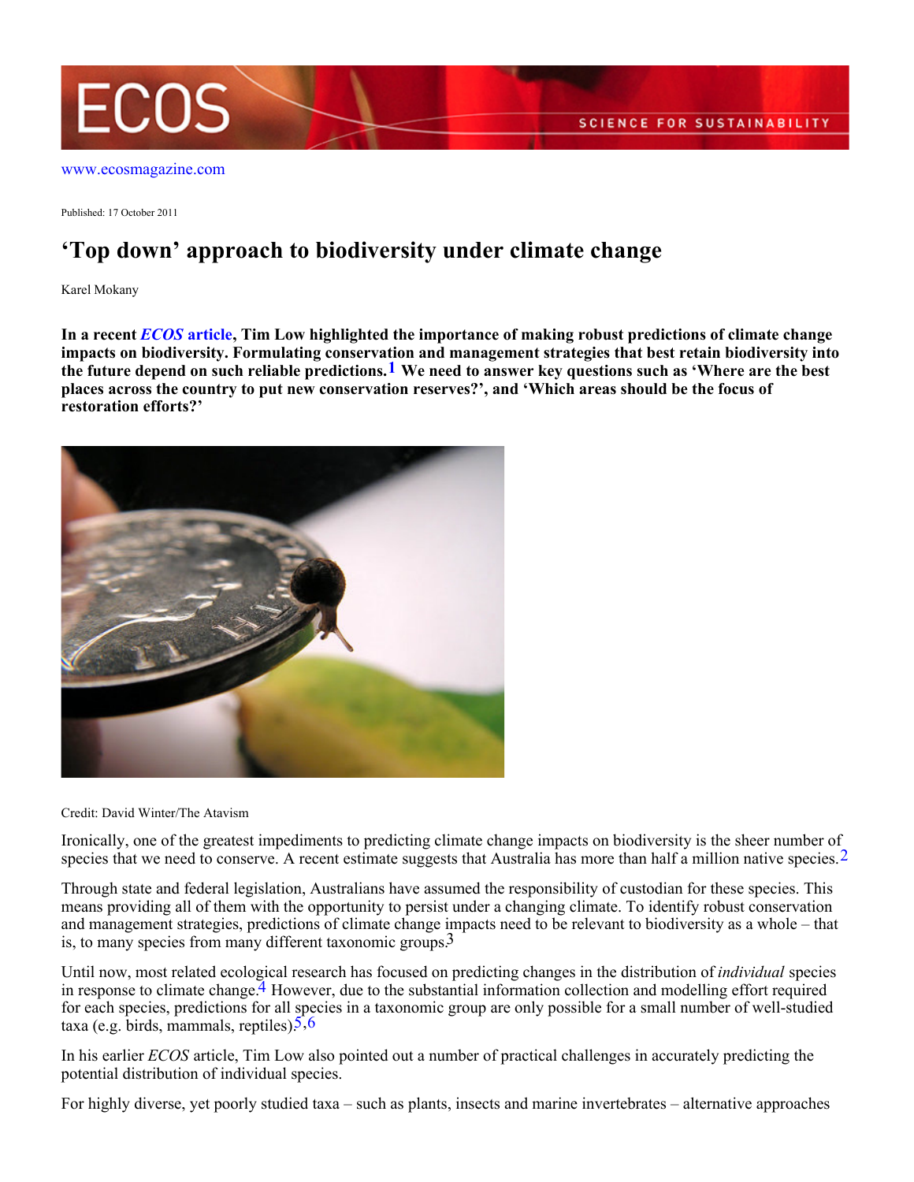www.ecosmagazine.com

Published: 17 October 2011

# ‘Top down’ approach to biodiversity under climate change

Karel Mokany

**In a recent *ECOS* article, Tim Low highlighted the importance of making robust predictions of climate change impacts on biodiversity. Formulating conservation and management strategies that best retain biodiversity into the future depend on such reliable predictions.[1] We need to answer key questions such as ‘Where are the best places across the country to put new conservation reserves?’, and ‘Which areas should be the focus of restoration efforts?’**

Credit: David Winter/The Atavism

Ironically, one of the greatest impediments to predicting climate change impacts on biodiversity is the sheer number of species that we need to conserve. A recent estimate suggests that Australia has more than half a million native species.[2]

Through state and federal legislation, Australians have assumed the responsibility of custodian for these species. This means providing all of them with the opportunity to persist under a changing climate. To identify robust conservation and management strategies, predictions of climate change impacts need to be relevant to biodiversity as a whole – that is, to many species from many different taxonomic groups.[3]

Until now, most related ecological research has focused on predicting changes in the distribution of *individual* species in response to climate change.[4] However, due to the substantial information collection and modelling effort required for each species, predictions for all species in a taxonomic group are only possible for a small number of well-studied taxa (e.g. birds, mammals, reptiles).[5,6]

In his earlier *ECOS* article, Tim Low also pointed out a number of practical challenges in accurately predicting the potential distribution of individual species.

For highly diverse, yet poorly studied taxa – such as plants, insects and marine invertebrates – alternative approaches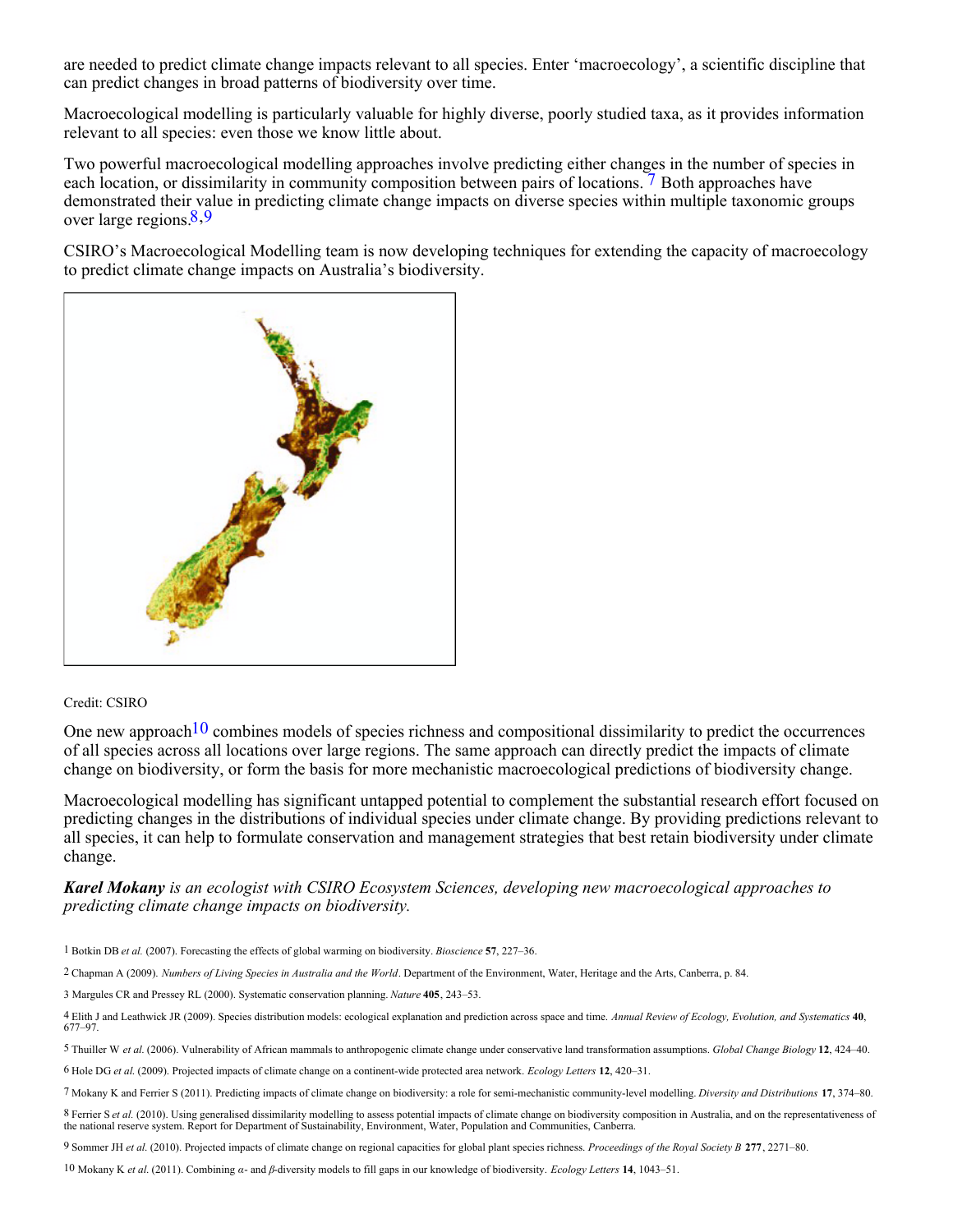are needed to predict climate change impacts relevant to all species. Enter 'macroecology', a scientific discipline that can predict changes in broad patterns of biodiversity over time.

Macroecological modelling is particularly valuable for highly diverse, poorly studied taxa, as it provides information relevant to all species: even those we know little about.

Two powerful macroecological modelling approaches involve predicting either changes in the number of species in each location, or dissimilarity in community composition between pairs of locations.[7] Both approaches have demonstrated their value in predicting climate change impacts on diverse species within multiple taxonomic groups over large regions.[8,9]

CSIRO's Macroecological Modelling team is now developing techniques for extending the capacity of macroecology to predict climate change impacts on Australia's biodiversity.

Credit: CSIRO

One new approach[10] combines models of species richness and compositional dissimilarity to predict the occurrences of all species across all locations over large regions. The same approach can directly predict the impacts of climate change on biodiversity, or form the basis for more mechanistic macroecological predictions of biodiversity change.

Macroecological modelling has significant untapped potential to complement the substantial research effort focused on predicting changes in the distributions of individual species under climate change. By providing predictions relevant to all species, it can help to formulate conservation and management strategies that best retain biodiversity under climate change.

***Karel Mokany*** *is an ecologist with CSIRO Ecosystem Sciences, developing new macroecological approaches to predicting climate change impacts on biodiversity.*

1 Botkin DB *et al.* (2007). Forecasting the effects of global warming on biodiversity. *Bioscience* **57**, 227–36.

2 Chapman A (2009). *Numbers of Living Species in Australia and the World*. Department of the Environment, Water, Heritage and the Arts, Canberra, p. 84.

3 Margules CR and Pressey RL (2000). Systematic conservation planning. *Nature* **405**, 243–53.

4 Elith J and Leathwick JR (2009). Species distribution models: ecological explanation and prediction across space and time. *Annual Review of Ecology, Evolution, and Systematics* **40**, 677–97.

5 Thuiller W *et al.* (2006). Vulnerability of African mammals to anthropogenic climate change under conservative land transformation assumptions. *Global Change Biology* **12**, 424–40.

6 Hole DG *et al.* (2009). Projected impacts of climate change on a continent-wide protected area network. *Ecology Letters* **12**, 420–31.

7 Mokany K and Ferrier S (2011). Predicting impacts of climate change on biodiversity: a role for semi-mechanistic community-level modelling. *Diversity and Distributions* **17**, 374–80.

8 Ferrier S *et al.* (2010). Using generalised dissimilarity modelling to assess potential impacts of climate change on biodiversity composition in Australia, and on the representativeness of the national reserve system. Report for Department of Sustainability, Environment, Water, Population and Communities, Canberra.

9 Sommer JH *et al.* (2010). Projected impacts of climate change on regional capacities for global plant species richness. *Proceedings of the Royal Society B* **277**, 2271–80.

10 Mokany K *et al.* (2011). Combining $\alpha$- and $\beta$-diversity models to fill gaps in our knowledge of biodiversity. *Ecology Letters* **14**, 1043–51.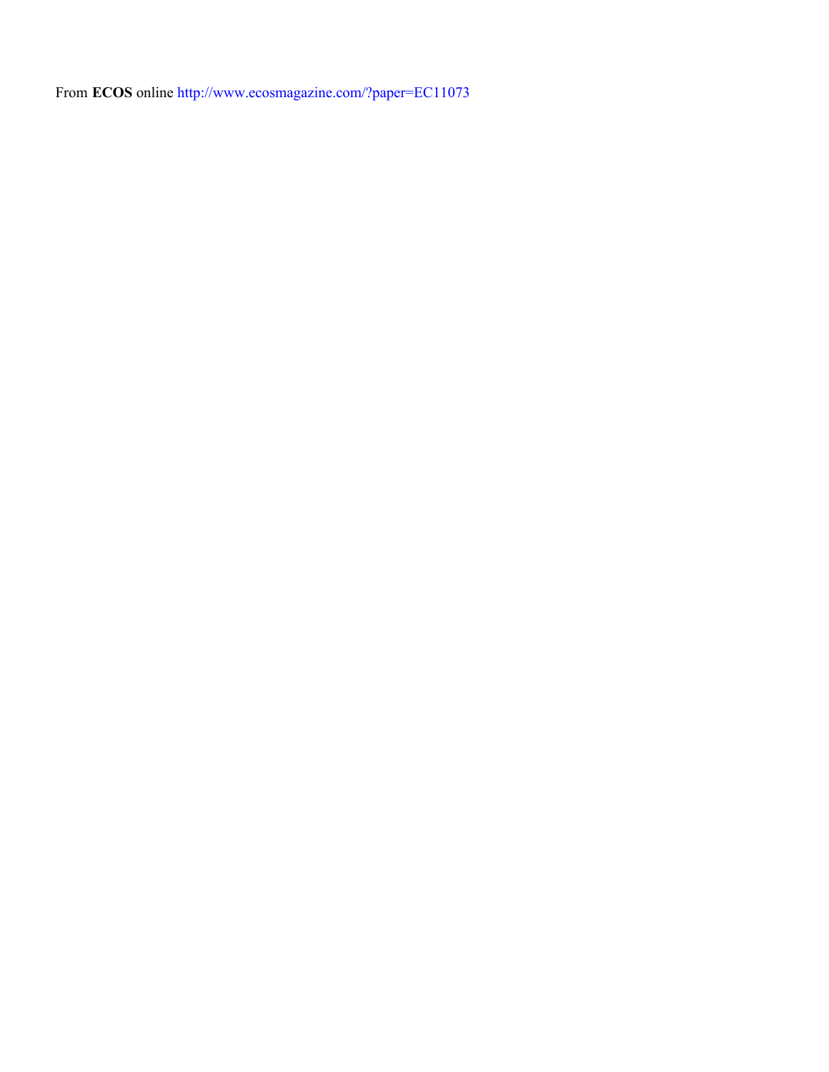From **ECOS** online http://www.ecosmagazine.com/?paper=EC11073